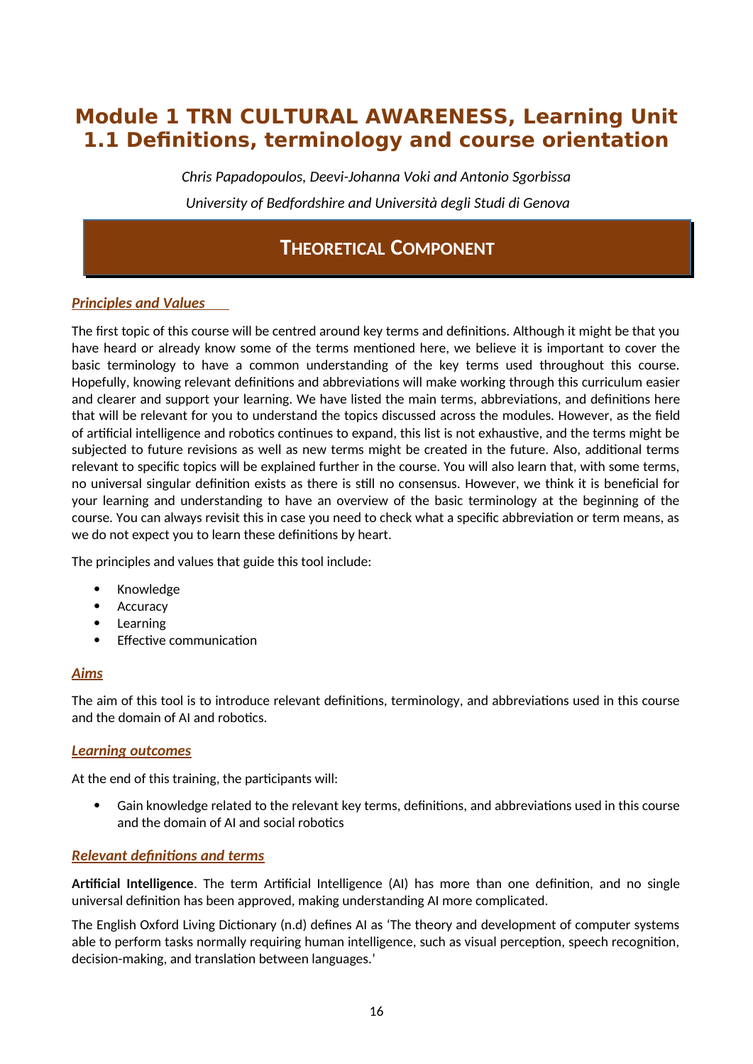# Module 1 TRN CULTURAL AWARENESS, Learning Unit 1.1 Definitions, terminology and course orientation

*Chris Papadopoulos, Deevi-Johanna Voki and Antonio Sgorbissa*

*University of Bedfordshire and Università degli Studi di Genova*

## THEORETICAL COMPONENT

### *Principles and Values*

The first topic of this course will be centred around key terms and definitions. Although it might be that you have heard or already know some of the terms mentioned here, we believe it is important to cover the basic terminology to have a common understanding of the key terms used throughout this course. Hopefully, knowing relevant definitions and abbreviations will make working through this curriculum easier and clearer and support your learning. We have listed the main terms, abbreviations, and definitions here that will be relevant for you to understand the topics discussed across the modules. However, as the field of artificial intelligence and robotics continues to expand, this list is not exhaustive, and the terms might be subjected to future revisions as well as new terms might be created in the future. Also, additional terms relevant to specific topics will be explained further in the course. You will also learn that, with some terms, no universal singular definition exists as there is still no consensus. However, we think it is beneficial for your learning and understanding to have an overview of the basic terminology at the beginning of the course. You can always revisit this in case you need to check what a specific abbreviation or term means, as we do not expect you to learn these definitions by heart.

The principles and values that guide this tool include:

- Knowledge
- Accuracy
- Learning
- Effective communication

### *Aims*

The aim of this tool is to introduce relevant definitions, terminology, and abbreviations used in this course and the domain of AI and robotics.

### *Learning outcomes*

At the end of this training, the participants will:

- Gain knowledge related to the relevant key terms, definitions, and abbreviations used in this course and the domain of AI and social robotics

### *Relevant definitions and terms*

**Artificial Intelligence**. The term Artificial Intelligence (AI) has more than one definition, and no single universal definition has been approved, making understanding AI more complicated.

The English Oxford Living Dictionary (n.d) defines AI as 'The theory and development of computer systems able to perform tasks normally requiring human intelligence, such as visual perception, speech recognition, decision-making, and translation between languages.'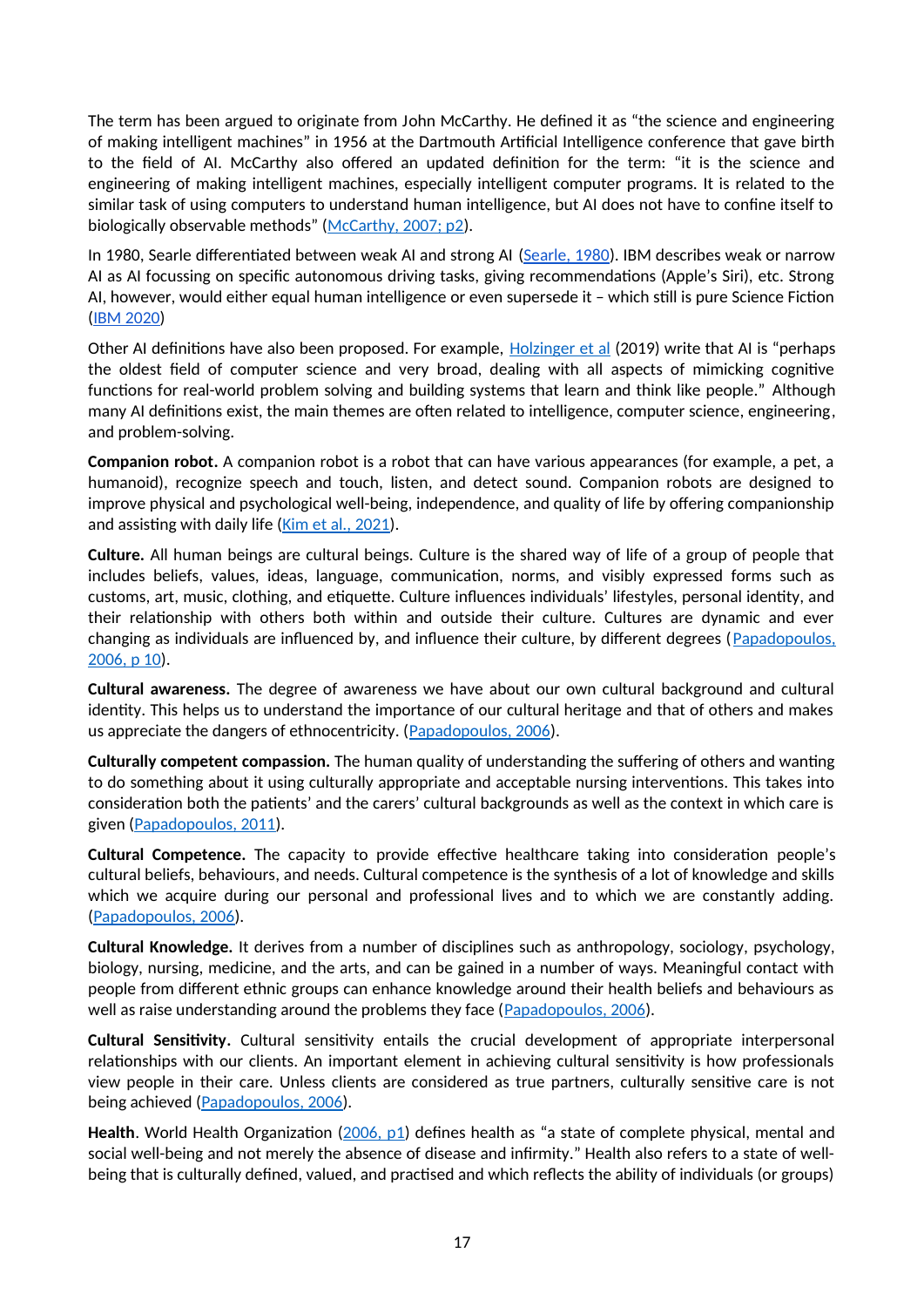The term has been argued to originate from John McCarthy. He defined it as "the science and engineering of making intelligent machines" in 1956 at the Dartmouth Artificial Intelligence conference that gave birth to the field of AI. McCarthy also offered an updated definition for the term: "it is the science and engineering of making intelligent machines, especially intelligent computer programs. It is related to the similar task of using computers to understand human intelligence, but AI does not have to confine itself to biologically observable methods" (McCarthy, 2007; p2).

In 1980, Searle differentiated between weak AI and strong AI (Searle, 1980). IBM describes weak or narrow AI as AI focussing on specific autonomous driving tasks, giving recommendations (Apple's Siri), etc. Strong AI, however, would either equal human intelligence or even supersede it – which still is pure Science Fiction (IBM 2020)

Other AI definitions have also been proposed. For example, Holzinger et al (2019) write that AI is "perhaps the oldest field of computer science and very broad, dealing with all aspects of mimicking cognitive functions for real-world problem solving and building systems that learn and think like people." Although many AI definitions exist, the main themes are often related to intelligence, computer science, engineering, and problem-solving.

**Companion robot.** A companion robot is a robot that can have various appearances (for example, a pet, a humanoid), recognize speech and touch, listen, and detect sound. Companion robots are designed to improve physical and psychological well-being, independence, and quality of life by offering companionship and assisting with daily life (Kim et al., 2021).

**Culture.** All human beings are cultural beings. Culture is the shared way of life of a group of people that includes beliefs, values, ideas, language, communication, norms, and visibly expressed forms such as customs, art, music, clothing, and etiquette. Culture influences individuals' lifestyles, personal identity, and their relationship with others both within and outside their culture. Cultures are dynamic and ever changing as individuals are influenced by, and influence their culture, by different degrees (Papadopoulos, 2006, p 10).

**Cultural awareness.** The degree of awareness we have about our own cultural background and cultural identity. This helps us to understand the importance of our cultural heritage and that of others and makes us appreciate the dangers of ethnocentricity. (Papadopoulos, 2006).

**Culturally competent compassion.** The human quality of understanding the suffering of others and wanting to do something about it using culturally appropriate and acceptable nursing interventions. This takes into consideration both the patients' and the carers' cultural backgrounds as well as the context in which care is given (Papadopoulos, 2011).

**Cultural Competence.** The capacity to provide effective healthcare taking into consideration people's cultural beliefs, behaviours, and needs. Cultural competence is the synthesis of a lot of knowledge and skills which we acquire during our personal and professional lives and to which we are constantly adding. (Papadopoulos, 2006).

**Cultural Knowledge.** It derives from a number of disciplines such as anthropology, sociology, psychology, biology, nursing, medicine, and the arts, and can be gained in a number of ways. Meaningful contact with people from different ethnic groups can enhance knowledge around their health beliefs and behaviours as well as raise understanding around the problems they face (Papadopoulos, 2006).

**Cultural Sensitivity.** Cultural sensitivity entails the crucial development of appropriate interpersonal relationships with our clients. An important element in achieving cultural sensitivity is how professionals view people in their care. Unless clients are considered as true partners, culturally sensitive care is not being achieved (Papadopoulos, 2006).

**Health**. World Health Organization (2006, p1) defines health as "a state of complete physical, mental and social well-being and not merely the absence of disease and infirmity." Health also refers to a state of well-being that is culturally defined, valued, and practised and which reflects the ability of individuals (or groups)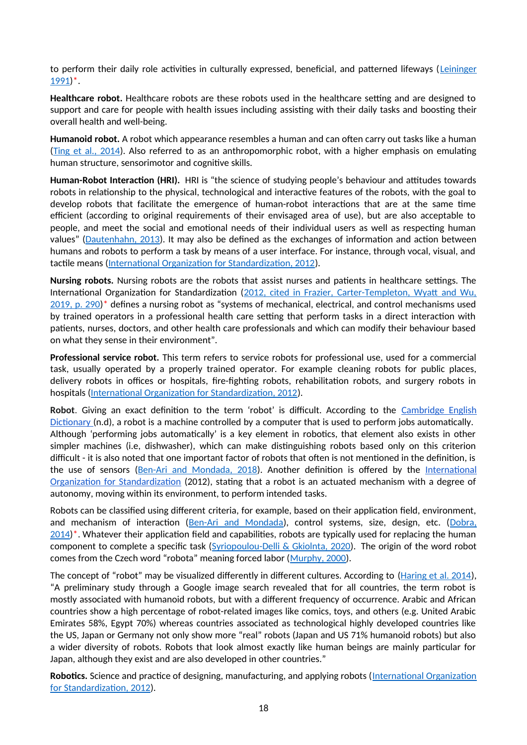to perform their daily role activities in culturally expressed, beneficial, and patterned lifeways (Leininger 1991)*.

**Healthcare robot.** Healthcare robots are these robots used in the healthcare setting and are designed to support and care for people with health issues including assisting with their daily tasks and boosting their overall health and well-being.

**Humanoid robot.** A robot which appearance resembles a human and can often carry out tasks like a human (Ting et al., 2014). Also referred to as an anthropomorphic robot, with a higher emphasis on emulating human structure, sensorimotor and cognitive skills.

**Human-Robot Interaction (HRI).** HRI is "the science of studying people's behaviour and attitudes towards robots in relationship to the physical, technological and interactive features of the robots, with the goal to develop robots that facilitate the emergence of human-robot interactions that are at the same time efficient (according to original requirements of their envisaged area of use), but are also acceptable to people, and meet the social and emotional needs of their individual users as well as respecting human values" (Dautenhahn, 2013). It may also be defined as the exchanges of information and action between humans and robots to perform a task by means of a user interface. For instance, through vocal, visual, and tactile means (International Organization for Standardization, 2012).

**Nursing robots.** Nursing robots are the robots that assist nurses and patients in healthcare settings. The International Organization for Standardization (2012, cited in Frazier, Carter-Templeton, Wyatt and Wu, 2019, p. 290)* defines a nursing robot as "systems of mechanical, electrical, and control mechanisms used by trained operators in a professional health care setting that perform tasks in a direct interaction with patients, nurses, doctors, and other health care professionals and which can modify their behaviour based on what they sense in their environment".

**Professional service robot.** This term refers to service robots for professional use, used for a commercial task, usually operated by a properly trained operator. For example cleaning robots for public places, delivery robots in offices or hospitals, fire-fighting robots, rehabilitation robots, and surgery robots in hospitals (International Organization for Standardization, 2012).

**Robot**. Giving an exact definition to the term 'robot' is difficult. According to the Cambridge English Dictionary (n.d), a robot is a machine controlled by a computer that is used to perform jobs automatically. Although 'performing jobs automatically' is a key element in robotics, that element also exists in other simpler machines (i.e, dishwasher), which can make distinguishing robots based only on this criterion difficult - it is also noted that one important factor of robots that often is not mentioned in the definition, is the use of sensors (Ben-Ari and Mondada, 2018). Another definition is offered by the International Organization for Standardization (2012), stating that a robot is an actuated mechanism with a degree of autonomy, moving within its environment, to perform intended tasks.

Robots can be classified using different criteria, for example, based on their application field, environment, and mechanism of interaction (Ben-Ari and Mondada), control systems, size, design, etc. (Dobra, 2014)*. Whatever their application field and capabilities, robots are typically used for replacing the human component to complete a specific task (Syriopoulou-Delli & Gkiolnta, 2020). The origin of the word robot comes from the Czech word "robota" meaning forced labor (Murphy, 2000).

The concept of "robot" may be visualized differently in different cultures. According to (Haring et al. 2014), "A preliminary study through a Google image search revealed that for all countries, the term robot is mostly associated with humanoid robots, but with a different frequency of occurrence. Arabic and African countries show a high percentage of robot-related images like comics, toys, and others (e.g. United Arabic Emirates 58%, Egypt 70%) whereas countries associated as technological highly developed countries like the US, Japan or Germany not only show more "real" robots (Japan and US 71% humanoid robots) but also a wider diversity of robots. Robots that look almost exactly like human beings are mainly particular for Japan, although they exist and are also developed in other countries."

**Robotics.** Science and practice of designing, manufacturing, and applying robots (International Organization for Standardization, 2012).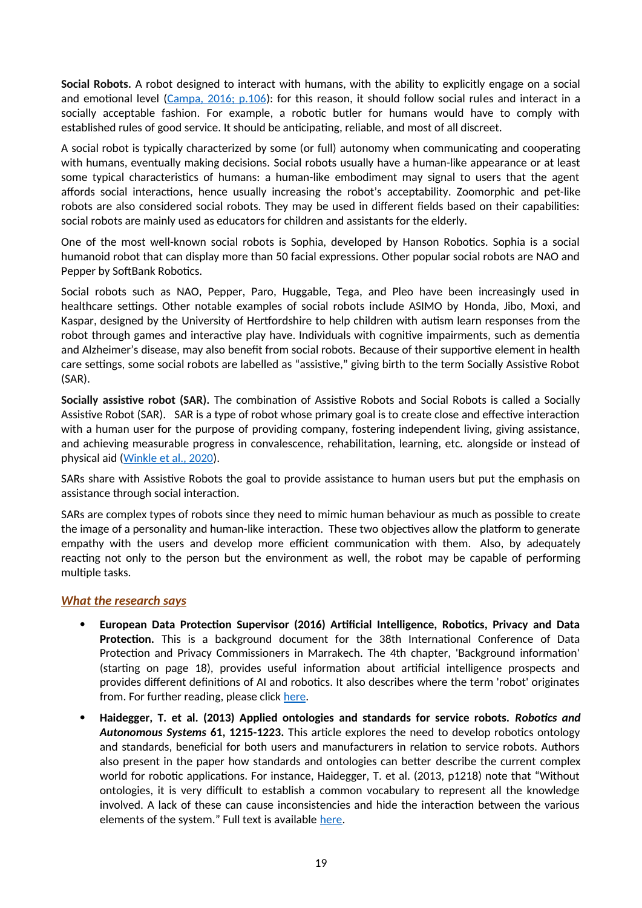**Social Robots.** A robot designed to interact with humans, with the ability to explicitly engage on a social and emotional level (Campa, 2016; p.106): for this reason, it should follow social rules and interact in a socially acceptable fashion. For example, a robotic butler for humans would have to comply with established rules of good service. It should be anticipating, reliable, and most of all discreet.

A social robot is typically characterized by some (or full) autonomy when communicating and cooperating with humans, eventually making decisions. Social robots usually have a human-like appearance or at least some typical characteristics of humans: a human-like embodiment may signal to users that the agent affords social interactions, hence usually increasing the robot's acceptability. Zoomorphic and pet-like robots are also considered social robots. They may be used in different fields based on their capabilities: social robots are mainly used as educators for children and assistants for the elderly.

One of the most well-known social robots is Sophia, developed by Hanson Robotics. Sophia is a social humanoid robot that can display more than 50 facial expressions. Other popular social robots are NAO and Pepper by SoftBank Robotics.

Social robots such as NAO, Pepper, Paro, Huggable, Tega, and Pleo have been increasingly used in healthcare settings. Other notable examples of social robots include ASIMO by Honda, Jibo, Moxi, and Kaspar, designed by the University of Hertfordshire to help children with autism learn responses from the robot through games and interactive play have. Individuals with cognitive impairments, such as dementia and Alzheimer's disease, may also benefit from social robots. Because of their supportive element in health care settings, some social robots are labelled as "assistive," giving birth to the term Socially Assistive Robot (SAR).

**Socially assistive robot (SAR).** The combination of Assistive Robots and Social Robots is called a Socially Assistive Robot (SAR). SAR is a type of robot whose primary goal is to create close and effective interaction with a human user for the purpose of providing company, fostering independent living, giving assistance, and achieving measurable progress in convalescence, rehabilitation, learning, etc. alongside or instead of physical aid (Winkle et al., 2020).

SARs share with Assistive Robots the goal to provide assistance to human users but put the emphasis on assistance through social interaction.

SARs are complex types of robots since they need to mimic human behaviour as much as possible to create the image of a personality and human-like interaction. These two objectives allow the platform to generate empathy with the users and develop more efficient communication with them. Also, by adequately reacting not only to the person but the environment as well, the robot may be capable of performing multiple tasks.

### ***What the research says***

- **European Data Protection Supervisor (2016) Artificial Intelligence, Robotics, Privacy and Data Protection.** This is a background document for the 38th International Conference of Data Protection and Privacy Commissioners in Marrakech. The 4th chapter, 'Background information' (starting on page 18), provides useful information about artificial intelligence prospects and provides different definitions of AI and robotics. It also describes where the term 'robot' originates from. For further reading, please click here.
- **Haidegger, T. et al. (2013) Applied ontologies and standards for service robots. *Robotics and Autonomous Systems* 61, 1215-1223.** This article explores the need to develop robotics ontology and standards, beneficial for both users and manufacturers in relation to service robots. Authors also present in the paper how standards and ontologies can better describe the current complex world for robotic applications. For instance, Haidegger, T. et al. (2013, p1218) note that "Without ontologies, it is very difficult to establish a common vocabulary to represent all the knowledge involved. A lack of these can cause inconsistencies and hide the interaction between the various elements of the system." Full text is available here.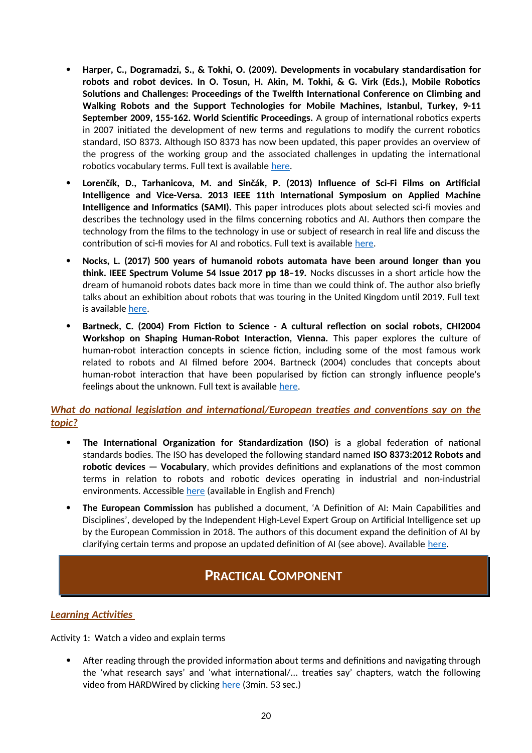- **Harper, C., Dogramadzi, S., & Tokhi, O. (2009). Developments in vocabulary standardisation for robots and robot devices. In O. Tosun, H. Akin, M. Tokhi, & G. Virk (Eds.), Mobile Robotics Solutions and Challenges: Proceedings of the Twelfth International Conference on Climbing and Walking Robots and the Support Technologies for Mobile Machines, Istanbul, Turkey, 9-11 September 2009, 155-162. World Scientific Proceedings.** A group of international robotics experts in 2007 initiated the development of new terms and regulations to modify the current robotics standard, ISO 8373. Although ISO 8373 has now been updated, this paper provides an overview of the progress of the working group and the associated challenges in updating the international robotics vocabulary terms. Full text is available here.

- **Lorenčík, D., Tarhanicova, M. and Sinčák, P. (2013) Influence of Sci-Fi Films on Artificial Intelligence and Vice-Versa. 2013 IEEE 11th International Symposium on Applied Machine Intelligence and Informatics (SAMI).** This paper introduces plots about selected sci-fi movies and describes the technology used in the films concerning robotics and AI. Authors then compare the technology from the films to the technology in use or subject of research in real life and discuss the contribution of sci-fi movies for AI and robotics. Full text is available here.

- **Nocks, L. (2017) 500 years of humanoid robots automata have been around longer than you think. IEEE Spectrum Volume 54 Issue 2017 pp 18–19.** Nocks discusses in a short article how the dream of humanoid robots dates back more in time than we could think of. The author also briefly talks about an exhibition about robots that was touring in the United Kingdom until 2019. Full text is available here.

- **Bartneck, C. (2004) From Fiction to Science - A cultural reflection on social robots, CHI2004 Workshop on Shaping Human-Robot Interaction, Vienna.** This paper explores the culture of human-robot interaction concepts in science fiction, including some of the most famous work related to robots and AI filmed before 2004. Bartneck (2004) concludes that concepts about human-robot interaction that have been popularised by fiction can strongly influence people's feelings about the unknown. Full text is available here.

### *What do national legislation and international/European treaties and conventions say on the topic?*

- **The International Organization for Standardization (ISO)** is a global federation of national standards bodies. The ISO has developed the following standard named **ISO 8373:2012 Robots and robotic devices — Vocabulary**, which provides definitions and explanations of the most common terms in relation to robots and robotic devices operating in industrial and non-industrial environments. Accessible here (available in English and French)

- **The European Commission** has published a document, 'A Definition of AI: Main Capabilities and Disciplines', developed by the Independent High-Level Expert Group on Artificial Intelligence set up by the European Commission in 2018. The authors of this document expand the definition of AI by clarifying certain terms and propose an updated definition of AI (see above). Available here.

## PRACTICAL COMPONENT

### *Learning Activities*

Activity 1: Watch a video and explain terms

- After reading through the provided information about terms and definitions and navigating through the 'what research says' and 'what international/... treaties say' chapters, watch the following video from HARDWired by clicking here (3min. 53 sec.)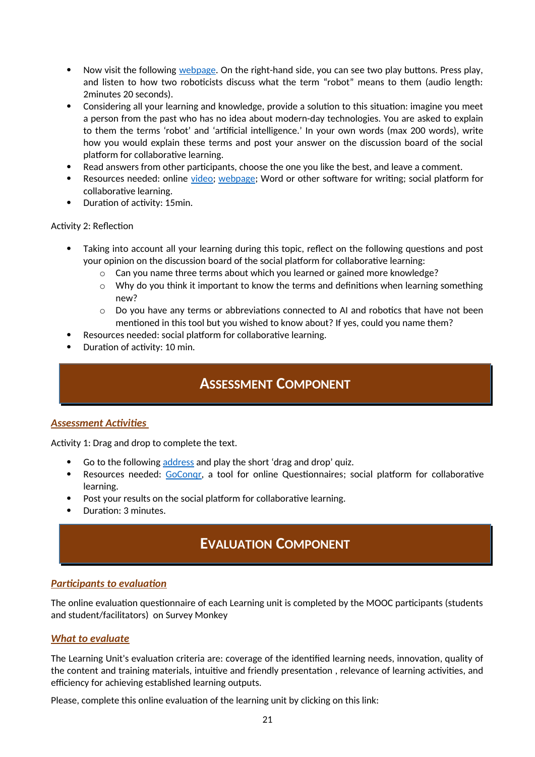- Now visit the following webpage. On the right-hand side, you can see two play buttons. Press play, and listen to how two roboticists discuss what the term "robot" means to them (audio length: 2minutes 20 seconds).
- Considering all your learning and knowledge, provide a solution to this situation: imagine you meet a person from the past who has no idea about modern-day technologies. You are asked to explain to them the terms 'robot' and 'artificial intelligence.' In your own words (max 200 words), write how you would explain these terms and post your answer on the discussion board of the social platform for collaborative learning.
- Read answers from other participants, choose the one you like the best, and leave a comment.
- Resources needed: online video; webpage; Word or other software for writing; social platform for collaborative learning.
- Duration of activity: 15min.

Activity 2: Reflection

- Taking into account all your learning during this topic, reflect on the following questions and post your opinion on the discussion board of the social platform for collaborative learning:
  - Can you name three terms about which you learned or gained more knowledge?
  - Why do you think it important to know the terms and definitions when learning something new?
  - Do you have any terms or abbreviations connected to AI and robotics that have not been mentioned in this tool but you wished to know about? If yes, could you name them?
- Resources needed: social platform for collaborative learning.
- Duration of activity: 10 min.

## ASSESSMENT COMPONENT

### *Assessment Activities*

Activity 1: Drag and drop to complete the text.

- Go to the following address and play the short 'drag and drop' quiz.
- Resources needed: GoConqr, a tool for online Questionnaires; social platform for collaborative learning.
- Post your results on the social platform for collaborative learning.
- Duration: 3 minutes.

## EVALUATION COMPONENT

### *Participants to evaluation*

The online evaluation questionnaire of each Learning unit is completed by the MOOC participants (students and student/facilitators) on Survey Monkey

### *What to evaluate*

The Learning Unit's evaluation criteria are: coverage of the identified learning needs, innovation, quality of the content and training materials, intuitive and friendly presentation , relevance of learning activities, and efficiency for achieving established learning outputs.

Please, complete this online evaluation of the learning unit by clicking on this link: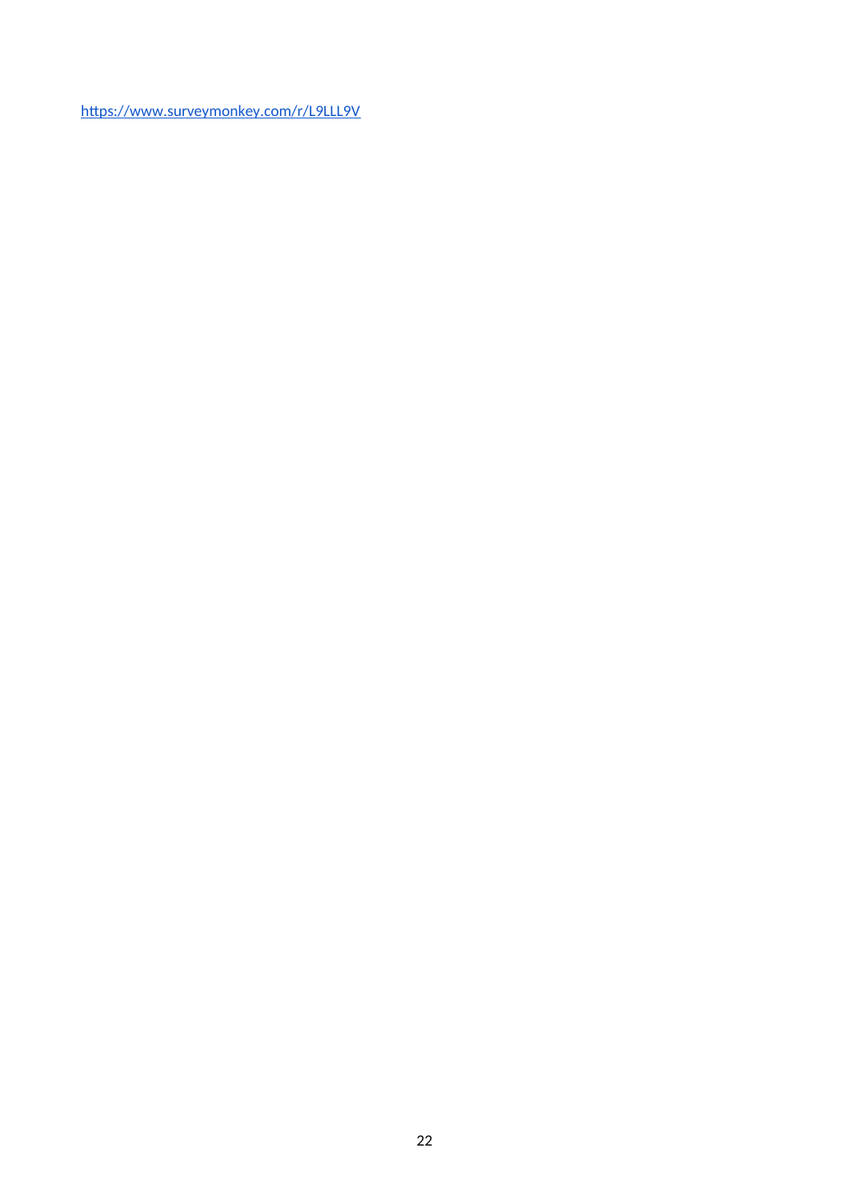https://www.surveymonkey.com/r/L9LLL9V